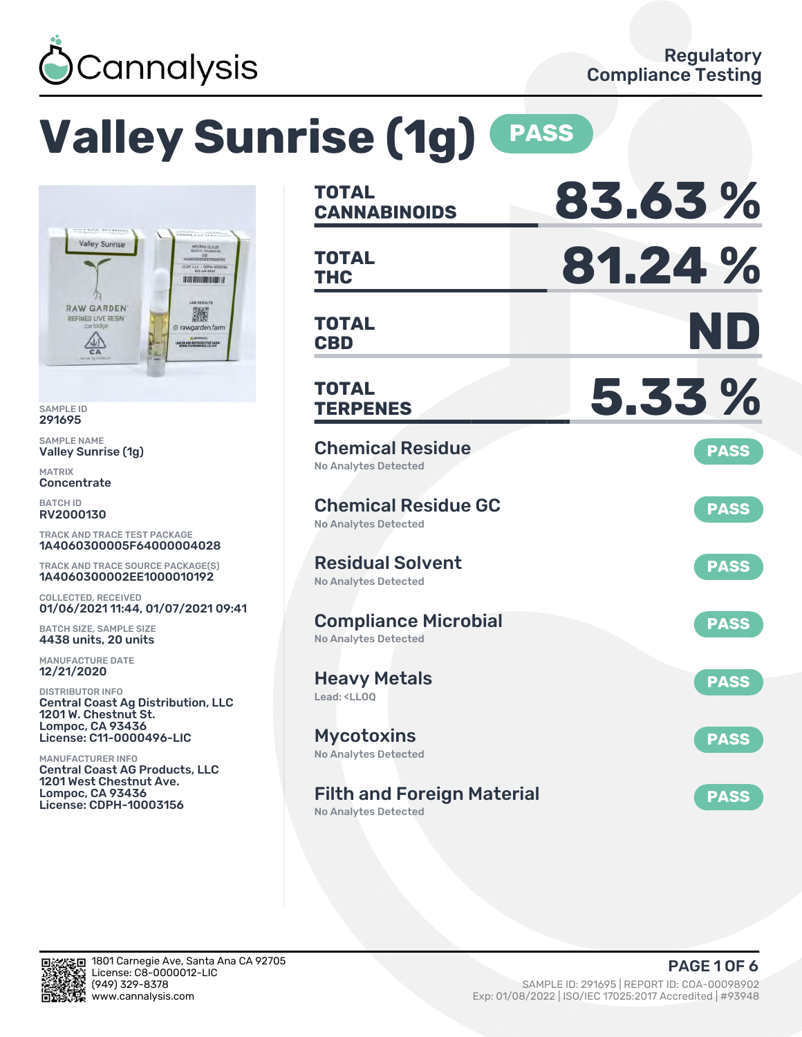Cannalysis

Regulatory Compliance Testing

# Valley Sunrise (1g) PASS

SAMPLE ID
291695

SAMPLE NAME
Valley Sunrise (1g)

MATRIX
Concentrate

BATCH ID
RV2000130

TRACK AND TRACE TEST PACKAGE
1A4060300005F64000004028

TRACK AND TRACE SOURCE PACKAGE(S)
1A4060300002EE1000010192

COLLECTED, RECEIVED
01/06/2021 11:44, 01/07/2021 09:41

BATCH SIZE, SAMPLE SIZE
4438 units, 20 units

MANUFACTURE DATE
12/21/2020

DISTRIBUTOR INFO
Central Coast Ag Distribution, LLC
1201 W. Chestnut St.
Lompoc, CA 93436
License: C11-0000496-LIC

MANUFACTURER INFO
Central Coast AG Products, LLC
1201 West Chestnut Ave.
Lompoc, CA 93436
License: CDPH-10003156

| | |
|---|---|
| **TOTAL CANNABINOIDS** | **83.63 %** |
| **TOTAL THC** | **81.24 %** |
| **TOTAL CBD** | **ND** |
| **TOTAL TERPENES** | **5.33 %** |

| Test | Result |
|---|---|
| **Chemical Residue** – No Analytes Detected | PASS |
| **Chemical Residue GC** – No Analytes Detected | PASS |
| **Residual Solvent** – No Analytes Detected | PASS |
| **Compliance Microbial** – No Analytes Detected | PASS |
| **Heavy Metals** – Lead: <LLOQ | PASS |
| **Mycotoxins** – No Analytes Detected | PASS |
| **Filth and Foreign Material** – No Analytes Detected | PASS |

1801 Carnegie Ave, Santa Ana CA 92705
License: C8-0000012-LIC
(949) 329-8378
www.cannalysis.com

SAMPLE ID: 291695 | REPORT ID: COA-00098902
Exp: 01/08/2022 | ISO/IEC 17025:2017 Accredited | #93948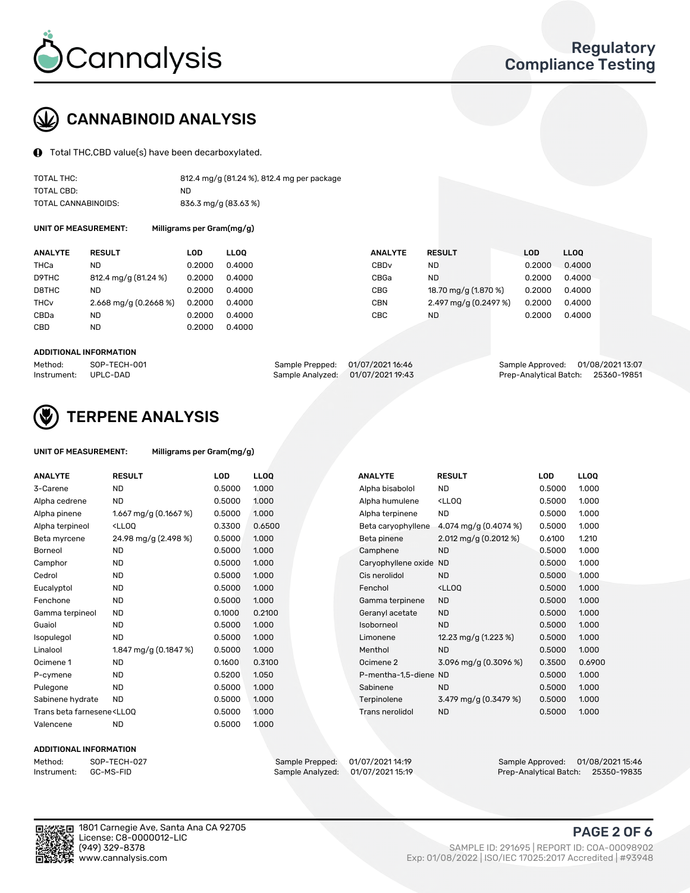Cannalysis

Regulatory Compliance Testing

## CANNABINOID ANALYSIS

Total THC,CBD value(s) have been decarboxylated.

| | |
|---|---|
| TOTAL THC: | 812.4 mg/g (81.24 %), 812.4 mg per package |
| TOTAL CBD: | ND |
| TOTAL CANNABINOIDS: | 836.3 mg/g (83.63 %) |

**UNIT OF MEASUREMENT:** Milligrams per Gram(mg/g)

| ANALYTE | RESULT | LOD | LLOQ | ANALYTE | RESULT | LOD | LLOQ |
|---|---|---|---|---|---|---|---|
| THCa | ND | 0.2000 | 0.4000 | CBDv | ND | 0.2000 | 0.4000 |
| D9THC | 812.4 mg/g (81.24 %) | 0.2000 | 0.4000 | CBGa | ND | 0.2000 | 0.4000 |
| D8THC | ND | 0.2000 | 0.4000 | CBG | 18.70 mg/g (1.870 %) | 0.2000 | 0.4000 |
| THCv | 2.668 mg/g (0.2668 %) | 0.2000 | 0.4000 | CBN | 2.497 mg/g (0.2497 %) | 0.2000 | 0.4000 |
| CBDa | ND | 0.2000 | 0.4000 | CBC | ND | 0.2000 | 0.4000 |
| CBD | ND | 0.2000 | 0.4000 | | | | |

**ADDITIONAL INFORMATION**

| | | | | | |
|---|---|---|---|---|---|
| Method: | SOP-TECH-001 | Sample Prepped: | 01/07/2021 16:46 | Sample Approved: | 01/08/2021 13:07 |
| Instrument: | UPLC-DAD | Sample Analyzed: | 01/07/2021 19:43 | Prep-Analytical Batch: | 25360-19851 |

## TERPENE ANALYSIS

**UNIT OF MEASUREMENT:** Milligrams per Gram(mg/g)

| ANALYTE | RESULT | LOD | LLOQ | ANALYTE | RESULT | LOD | LLOQ |
|---|---|---|---|---|---|---|---|
| 3-Carene | ND | 0.5000 | 1.000 | Alpha bisabolol | ND | 0.5000 | 1.000 |
| Alpha cedrene | ND | 0.5000 | 1.000 | Alpha humulene | <LLOQ | 0.5000 | 1.000 |
| Alpha pinene | 1.667 mg/g (0.1667 %) | 0.5000 | 1.000 | Alpha terpinene | ND | 0.5000 | 1.000 |
| Alpha terpineol | <LLOQ | 0.3300 | 0.6500 | Beta caryophyllene | 4.074 mg/g (0.4074 %) | 0.5000 | 1.000 |
| Beta myrcene | 24.98 mg/g (2.498 %) | 0.5000 | 1.000 | Beta pinene | 2.012 mg/g (0.2012 %) | 0.6100 | 1.210 |
| Borneol | ND | 0.5000 | 1.000 | Camphene | ND | 0.5000 | 1.000 |
| Camphor | ND | 0.5000 | 1.000 | Caryophyllene oxide | ND | 0.5000 | 1.000 |
| Cedrol | ND | 0.5000 | 1.000 | Cis nerolidol | ND | 0.5000 | 1.000 |
| Eucalyptol | ND | 0.5000 | 1.000 | Fenchol | <LLOQ | 0.5000 | 1.000 |
| Fenchone | ND | 0.5000 | 1.000 | Gamma terpinene | ND | 0.5000 | 1.000 |
| Gamma terpineol | ND | 0.1000 | 0.2100 | Geranyl acetate | ND | 0.5000 | 1.000 |
| Guaiol | ND | 0.5000 | 1.000 | Isoborneol | ND | 0.5000 | 1.000 |
| Isopulegol | ND | 0.5000 | 1.000 | Limonene | 12.23 mg/g (1.223 %) | 0.5000 | 1.000 |
| Linalool | 1.847 mg/g (0.1847 %) | 0.5000 | 1.000 | Menthol | ND | 0.5000 | 1.000 |
| Ocimene 1 | ND | 0.1600 | 0.3100 | Ocimene 2 | 3.096 mg/g (0.3096 %) | 0.3500 | 0.6900 |
| P-cymene | ND | 0.5200 | 1.050 | P-mentha-1,5-diene | ND | 0.5000 | 1.000 |
| Pulegone | ND | 0.5000 | 1.000 | Sabinene | ND | 0.5000 | 1.000 |
| Sabinene hydrate | ND | 0.5000 | 1.000 | Terpinolene | 3.479 mg/g (0.3479 %) | 0.5000 | 1.000 |
| Trans beta farnesene | <LLOQ | 0.5000 | 1.000 | Trans nerolidol | ND | 0.5000 | 1.000 |
| Valencene | ND | 0.5000 | 1.000 | | | | |

**ADDITIONAL INFORMATION**

| | | | | | |
|---|---|---|---|---|---|
| Method: | SOP-TECH-027 | Sample Prepped: | 01/07/2021 14:19 | Sample Approved: | 01/08/2021 15:46 |
| Instrument: | GC-MS-FID | Sample Analyzed: | 01/07/2021 15:19 | Prep-Analytical Batch: | 25350-19835 |

1801 Carnegie Ave, Santa Ana CA 92705
License: C8-0000012-LIC
(949) 329-8378
www.cannalysis.com

SAMPLE ID: 291695 | REPORT ID: COA-00098902
Exp: 01/08/2022 | ISO/IEC 17025:2017 Accredited | #93948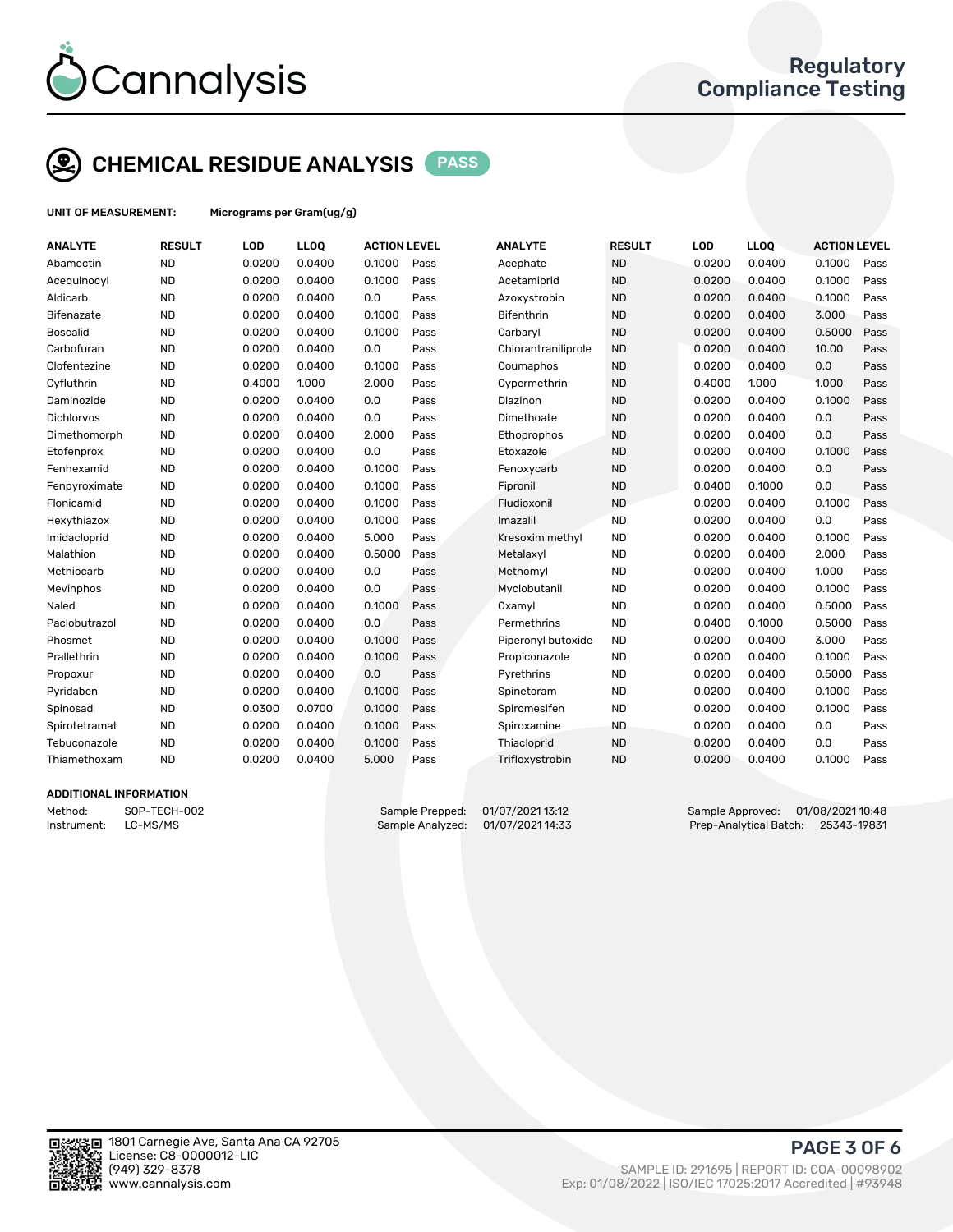Regulatory Compliance Testing

## CHEMICAL RESIDUE ANALYSIS PASS

**UNIT OF MEASUREMENT:** Micrograms per Gram(ug/g)

| ANALYTE | RESULT | LOD | LLOQ | ACTION LEVEL | | ANALYTE | RESULT | LOD | LLOQ | ACTION LEVEL | |
|---|---|---|---|---|---|---|---|---|---|---|---|
| Abamectin | ND | 0.0200 | 0.0400 | 0.1000 | Pass | Acephate | ND | 0.0200 | 0.0400 | 0.1000 | Pass |
| Acequinocyl | ND | 0.0200 | 0.0400 | 0.1000 | Pass | Acetamiprid | ND | 0.0200 | 0.0400 | 0.1000 | Pass |
| Aldicarb | ND | 0.0200 | 0.0400 | 0.0 | Pass | Azoxystrobin | ND | 0.0200 | 0.0400 | 0.1000 | Pass |
| Bifenazate | ND | 0.0200 | 0.0400 | 0.1000 | Pass | Bifenthrin | ND | 0.0200 | 0.0400 | 3.000 | Pass |
| Boscalid | ND | 0.0200 | 0.0400 | 0.1000 | Pass | Carbaryl | ND | 0.0200 | 0.0400 | 0.5000 | Pass |
| Carbofuran | ND | 0.0200 | 0.0400 | 0.0 | Pass | Chlorantraniliprole | ND | 0.0200 | 0.0400 | 10.00 | Pass |
| Clofentezine | ND | 0.0200 | 0.0400 | 0.1000 | Pass | Coumaphos | ND | 0.0200 | 0.0400 | 0.0 | Pass |
| Cyfluthrin | ND | 0.4000 | 1.000 | 2.000 | Pass | Cypermethrin | ND | 0.4000 | 1.000 | 1.000 | Pass |
| Daminozide | ND | 0.0200 | 0.0400 | 0.0 | Pass | Diazinon | ND | 0.0200 | 0.0400 | 0.1000 | Pass |
| Dichlorvos | ND | 0.0200 | 0.0400 | 0.0 | Pass | Dimethoate | ND | 0.0200 | 0.0400 | 0.0 | Pass |
| Dimethomorph | ND | 0.0200 | 0.0400 | 2.000 | Pass | Ethoprophos | ND | 0.0200 | 0.0400 | 0.0 | Pass |
| Etofenprox | ND | 0.0200 | 0.0400 | 0.0 | Pass | Etoxazole | ND | 0.0200 | 0.0400 | 0.1000 | Pass |
| Fenhexamid | ND | 0.0200 | 0.0400 | 0.1000 | Pass | Fenoxycarb | ND | 0.0200 | 0.0400 | 0.0 | Pass |
| Fenpyroximate | ND | 0.0200 | 0.0400 | 0.1000 | Pass | Fipronil | ND | 0.0400 | 0.1000 | 0.0 | Pass |
| Flonicamid | ND | 0.0200 | 0.0400 | 0.1000 | Pass | Fludioxonil | ND | 0.0200 | 0.0400 | 0.1000 | Pass |
| Hexythiazox | ND | 0.0200 | 0.0400 | 0.1000 | Pass | Imazalil | ND | 0.0200 | 0.0400 | 0.0 | Pass |
| Imidacloprid | ND | 0.0200 | 0.0400 | 5.000 | Pass | Kresoxim methyl | ND | 0.0200 | 0.0400 | 0.1000 | Pass |
| Malathion | ND | 0.0200 | 0.0400 | 0.5000 | Pass | Metalaxyl | ND | 0.0200 | 0.0400 | 2.000 | Pass |
| Methiocarb | ND | 0.0200 | 0.0400 | 0.0 | Pass | Methomyl | ND | 0.0200 | 0.0400 | 1.000 | Pass |
| Mevinphos | ND | 0.0200 | 0.0400 | 0.0 | Pass | Myclobutanil | ND | 0.0200 | 0.0400 | 0.1000 | Pass |
| Naled | ND | 0.0200 | 0.0400 | 0.1000 | Pass | Oxamyl | ND | 0.0200 | 0.0400 | 0.5000 | Pass |
| Paclobutrazol | ND | 0.0200 | 0.0400 | 0.0 | Pass | Permethrins | ND | 0.0400 | 0.1000 | 0.5000 | Pass |
| Phosmet | ND | 0.0200 | 0.0400 | 0.1000 | Pass | Piperonyl butoxide | ND | 0.0200 | 0.0400 | 3.000 | Pass |
| Prallethrin | ND | 0.0200 | 0.0400 | 0.1000 | Pass | Propiconazole | ND | 0.0200 | 0.0400 | 0.1000 | Pass |
| Propoxur | ND | 0.0200 | 0.0400 | 0.0 | Pass | Pyrethrins | ND | 0.0200 | 0.0400 | 0.5000 | Pass |
| Pyridaben | ND | 0.0200 | 0.0400 | 0.1000 | Pass | Spinetoram | ND | 0.0200 | 0.0400 | 0.1000 | Pass |
| Spinosad | ND | 0.0300 | 0.0700 | 0.1000 | Pass | Spiromesifen | ND | 0.0200 | 0.0400 | 0.1000 | Pass |
| Spirotetramat | ND | 0.0200 | 0.0400 | 0.1000 | Pass | Spiroxamine | ND | 0.0200 | 0.0400 | 0.0 | Pass |
| Tebuconazole | ND | 0.0200 | 0.0400 | 0.1000 | Pass | Thiacloprid | ND | 0.0200 | 0.0400 | 0.0 | Pass |
| Thiamethoxam | ND | 0.0200 | 0.0400 | 5.000 | Pass | Trifloxystrobin | ND | 0.0200 | 0.0400 | 0.1000 | Pass |

### ADDITIONAL INFORMATION

Method: SOP-TECH-002
Instrument: LC-MS/MS

Sample Prepped: 01/07/2021 13:12
Sample Analyzed: 01/07/2021 14:33

Sample Approved: 01/08/2021 10:48
Prep-Analytical Batch: 25343-19831

1801 Carnegie Ave, Santa Ana CA 92705
License: C8-0000012-LIC
(949) 329-8378
www.cannalysis.com

SAMPLE ID: 291695 | REPORT ID: COA-00098902
Exp: 01/08/2022 | ISO/IEC 17025:2017 Accredited | #93948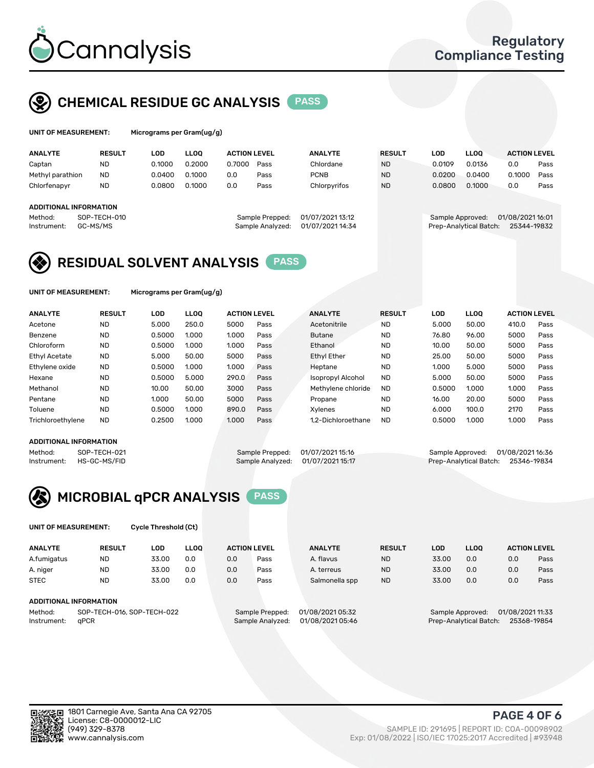# Cannalysis

**Regulatory Compliance Testing**

## CHEMICAL RESIDUE GC ANALYSIS — PASS

**UNIT OF MEASUREMENT:** Micrograms per Gram(ug/g)

| ANALYTE | RESULT | LOD | LLOQ | ACTION LEVEL | | ANALYTE | RESULT | LOD | LLOQ | ACTION LEVEL | |
|---|---|---|---|---|---|---|---|---|---|---|---|
| Captan | ND | 0.1000 | 0.2000 | 0.7000 | Pass | Chlordane | ND | 0.0109 | 0.0136 | 0.0 | Pass |
| Methyl parathion | ND | 0.0400 | 0.1000 | 0.0 | Pass | PCNB | ND | 0.0200 | 0.0400 | 0.1000 | Pass |
| Chlorfenapyr | ND | 0.0800 | 0.1000 | 0.0 | Pass | Chlorpyrifos | ND | 0.0800 | 0.1000 | 0.0 | Pass |

**ADDITIONAL INFORMATION**

Method: SOP-TECH-010
Instrument: GC-MS/MS
Sample Prepped: 01/07/2021 13:12
Sample Analyzed: 01/07/2021 14:34
Sample Approved: 01/08/2021 16:01
Prep-Analytical Batch: 25344-19832

## RESIDUAL SOLVENT ANALYSIS — PASS

**UNIT OF MEASUREMENT:** Micrograms per Gram(ug/g)

| ANALYTE | RESULT | LOD | LLOQ | ACTION LEVEL | | ANALYTE | RESULT | LOD | LLOQ | ACTION LEVEL | |
|---|---|---|---|---|---|---|---|---|---|---|---|
| Acetone | ND | 5.000 | 250.0 | 5000 | Pass | Acetonitrile | ND | 5.000 | 50.00 | 410.0 | Pass |
| Benzene | ND | 0.5000 | 1.000 | 1.000 | Pass | Butane | ND | 76.80 | 96.00 | 5000 | Pass |
| Chloroform | ND | 0.5000 | 1.000 | 1.000 | Pass | Ethanol | ND | 10.00 | 50.00 | 5000 | Pass |
| Ethyl Acetate | ND | 5.000 | 50.00 | 5000 | Pass | Ethyl Ether | ND | 25.00 | 50.00 | 5000 | Pass |
| Ethylene oxide | ND | 0.5000 | 1.000 | 1.000 | Pass | Heptane | ND | 1.000 | 5.000 | 5000 | Pass |
| Hexane | ND | 0.5000 | 5.000 | 290.0 | Pass | Isopropyl Alcohol | ND | 5.000 | 50.00 | 5000 | Pass |
| Methanol | ND | 10.00 | 50.00 | 3000 | Pass | Methylene chloride | ND | 0.5000 | 1.000 | 1.000 | Pass |
| Pentane | ND | 1.000 | 50.00 | 5000 | Pass | Propane | ND | 16.00 | 20.00 | 5000 | Pass |
| Toluene | ND | 0.5000 | 1.000 | 890.0 | Pass | Xylenes | ND | 6.000 | 100.0 | 2170 | Pass |
| Trichloroethylene | ND | 0.2500 | 1.000 | 1.000 | Pass | 1,2-Dichloroethane | ND | 0.5000 | 1.000 | 1.000 | Pass |

**ADDITIONAL INFORMATION**

Method: SOP-TECH-021
Instrument: HS-GC-MS/FID
Sample Prepped: 01/07/2021 15:16
Sample Analyzed: 01/07/2021 15:17
Sample Approved: 01/08/2021 16:36
Prep-Analytical Batch: 25346-19834

## MICROBIAL qPCR ANALYSIS — PASS

**UNIT OF MEASUREMENT:** Cycle Threshold (Ct)

| ANALYTE | RESULT | LOD | LLOQ | ACTION LEVEL | | ANALYTE | RESULT | LOD | LLOQ | ACTION LEVEL | |
|---|---|---|---|---|---|---|---|---|---|---|---|
| A.fumigatus | ND | 33.00 | 0.0 | 0.0 | Pass | A. flavus | ND | 33.00 | 0.0 | 0.0 | Pass |
| A. niger | ND | 33.00 | 0.0 | 0.0 | Pass | A. terreus | ND | 33.00 | 0.0 | 0.0 | Pass |
| STEC | ND | 33.00 | 0.0 | 0.0 | Pass | Salmonella spp | ND | 33.00 | 0.0 | 0.0 | Pass |

**ADDITIONAL INFORMATION**

Method: SOP-TECH-016, SOP-TECH-022
Instrument: qPCR
Sample Prepped: 01/08/2021 05:32
Sample Analyzed: 01/08/2021 05:46
Sample Approved: 01/08/2021 11:33
Prep-Analytical Batch: 25368-19854

1801 Carnegie Ave, Santa Ana CA 92705
License: C8-0000012-LIC
(949) 329-8378
www.cannalysis.com

SAMPLE ID: 291695 | REPORT ID: COA-00098902
Exp: 01/08/2022 | ISO/IEC 17025:2017 Accredited | #93948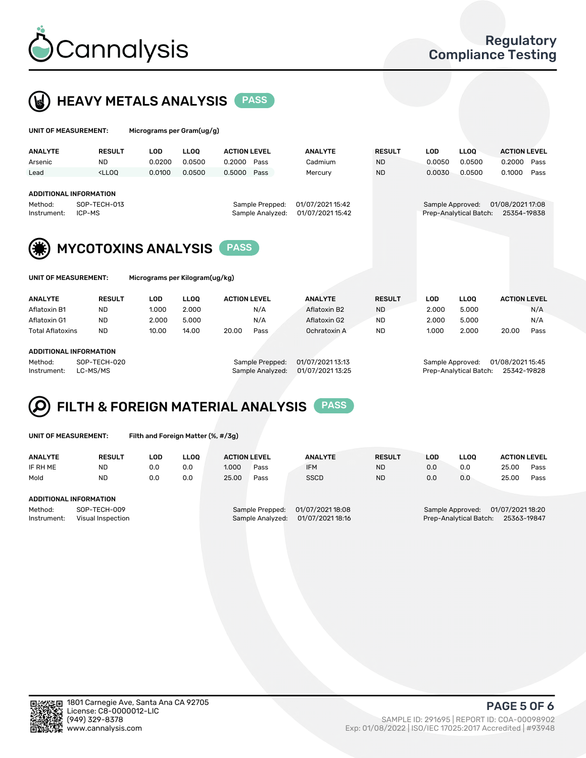# Cannalysis

Regulatory Compliance Testing

## HEAVY METALS ANALYSIS PASS

**UNIT OF MEASUREMENT:** Micrograms per Gram(ug/g)

| ANALYTE | RESULT | LOD | LLOQ | ACTION LEVEL | | ANALYTE | RESULT | LOD | LLOQ | ACTION LEVEL | |
|---|---|---|---|---|---|---|---|---|---|---|---|
| Arsenic | ND | 0.0200 | 0.0500 | 0.2000 | Pass | Cadmium | ND | 0.0050 | 0.0500 | 0.2000 | Pass |
| Lead | <LLOQ | 0.0100 | 0.0500 | 0.5000 | Pass | Mercury | ND | 0.0030 | 0.0500 | 0.1000 | Pass |

**ADDITIONAL INFORMATION**

Method: SOP-TECH-013
Instrument: ICP-MS
Sample Prepped: 01/07/2021 15:42
Sample Analyzed: 01/07/2021 15:42
Sample Approved: 01/08/2021 17:08
Prep-Analytical Batch: 25354-19838

## MYCOTOXINS ANALYSIS PASS

**UNIT OF MEASUREMENT:** Micrograms per Kilogram(ug/kg)

| ANALYTE | RESULT | LOD | LLOQ | ACTION LEVEL | | ANALYTE | RESULT | LOD | LLOQ | ACTION LEVEL | |
|---|---|---|---|---|---|---|---|---|---|---|---|
| Aflatoxin B1 | ND | 1.000 | 2.000 | | N/A | Aflatoxin B2 | ND | 2.000 | 5.000 | | N/A |
| Aflatoxin G1 | ND | 2.000 | 5.000 | | N/A | Aflatoxin G2 | ND | 2.000 | 5.000 | | N/A |
| Total Aflatoxins | ND | 10.00 | 14.00 | 20.00 | Pass | Ochratoxin A | ND | 1.000 | 2.000 | 20.00 | Pass |

**ADDITIONAL INFORMATION**

Method: SOP-TECH-020
Instrument: LC-MS/MS
Sample Prepped: 01/07/2021 13:13
Sample Analyzed: 01/07/2021 13:25
Sample Approved: 01/08/2021 15:45
Prep-Analytical Batch: 25342-19828

## FILTH & FOREIGN MATERIAL ANALYSIS PASS

**UNIT OF MEASUREMENT:** Filth and Foreign Matter (%, #/3g)

| ANALYTE | RESULT | LOD | LLOQ | ACTION LEVEL | | ANALYTE | RESULT | LOD | LLOQ | ACTION LEVEL | |
|---|---|---|---|---|---|---|---|---|---|---|---|
| IF RH ME | ND | 0.0 | 0.0 | 1.000 | Pass | IFM | ND | 0.0 | 0.0 | 25.00 | Pass |
| Mold | ND | 0.0 | 0.0 | 25.00 | Pass | SSCD | ND | 0.0 | 0.0 | 25.00 | Pass |

**ADDITIONAL INFORMATION**

Method: SOP-TECH-009
Instrument: Visual Inspection
Sample Prepped: 01/07/2021 18:08
Sample Analyzed: 01/07/2021 18:16
Sample Approved: 01/07/2021 18:20
Prep-Analytical Batch: 25363-19847

1801 Carnegie Ave, Santa Ana CA 92705
License: C8-0000012-LIC
(949) 329-8378
www.cannalysis.com

SAMPLE ID: 291695 | REPORT ID: COA-00098902
Exp: 01/08/2022 | ISO/IEC 17025:2017 Accredited | #93948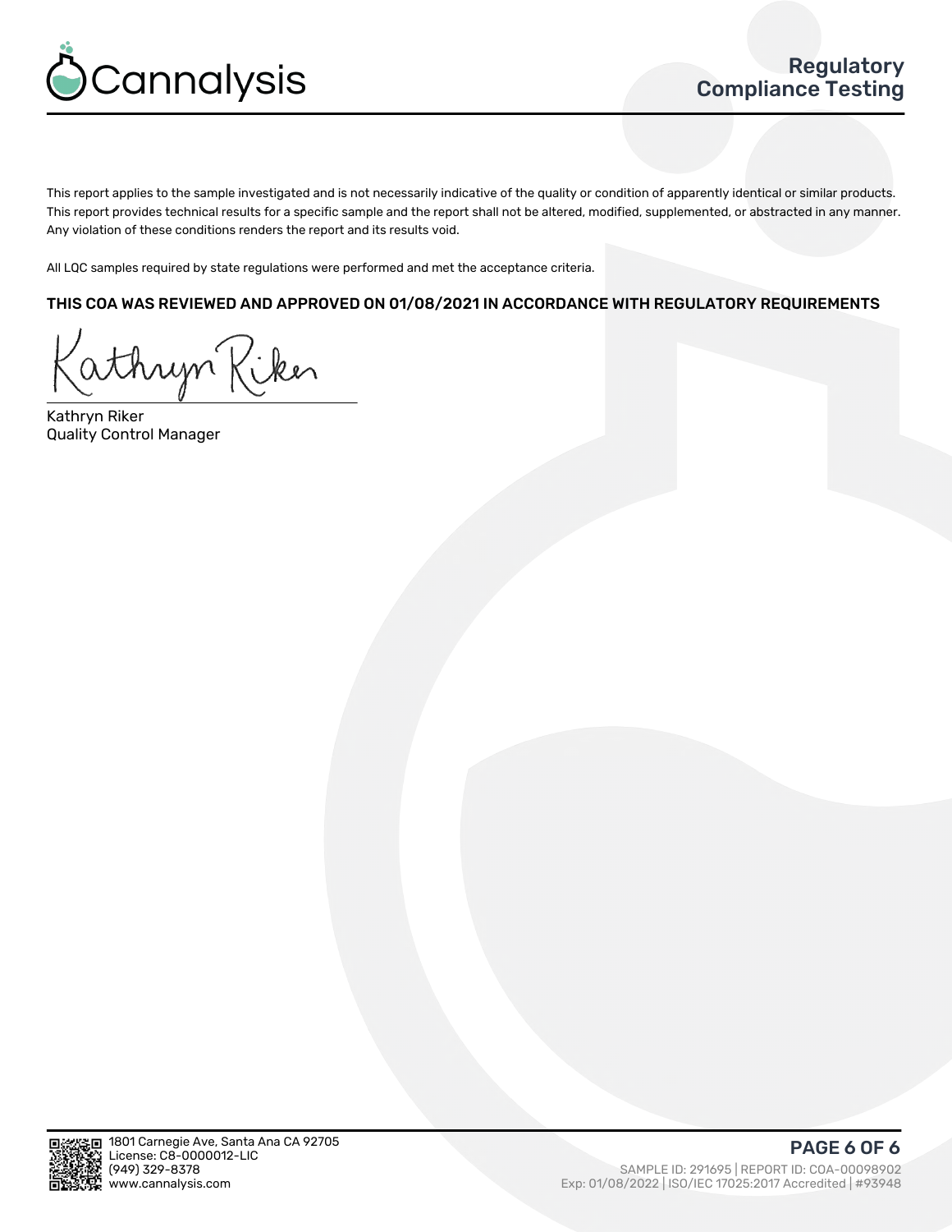This report applies to the sample investigated and is not necessarily indicative of the quality or condition of apparently identical or similar products. This report provides technical results for a specific sample and the report shall not be altered, modified, supplemented, or abstracted in any manner. Any violation of these conditions renders the report and its results void.

All LQC samples required by state regulations were performed and met the acceptance criteria.

**THIS COA WAS REVIEWED AND APPROVED ON 01/08/2021 IN ACCORDANCE WITH REGULATORY REQUIREMENTS**

Kathryn Riker
Quality Control Manager

1801 Carnegie Ave, Santa Ana CA 92705
License: C8-0000012-LIC
(949) 329-8378
www.cannalysis.com

SAMPLE ID: 291695 | REPORT ID: COA-00098902
Exp: 01/08/2022 | ISO/IEC 17025:2017 Accredited | #93948